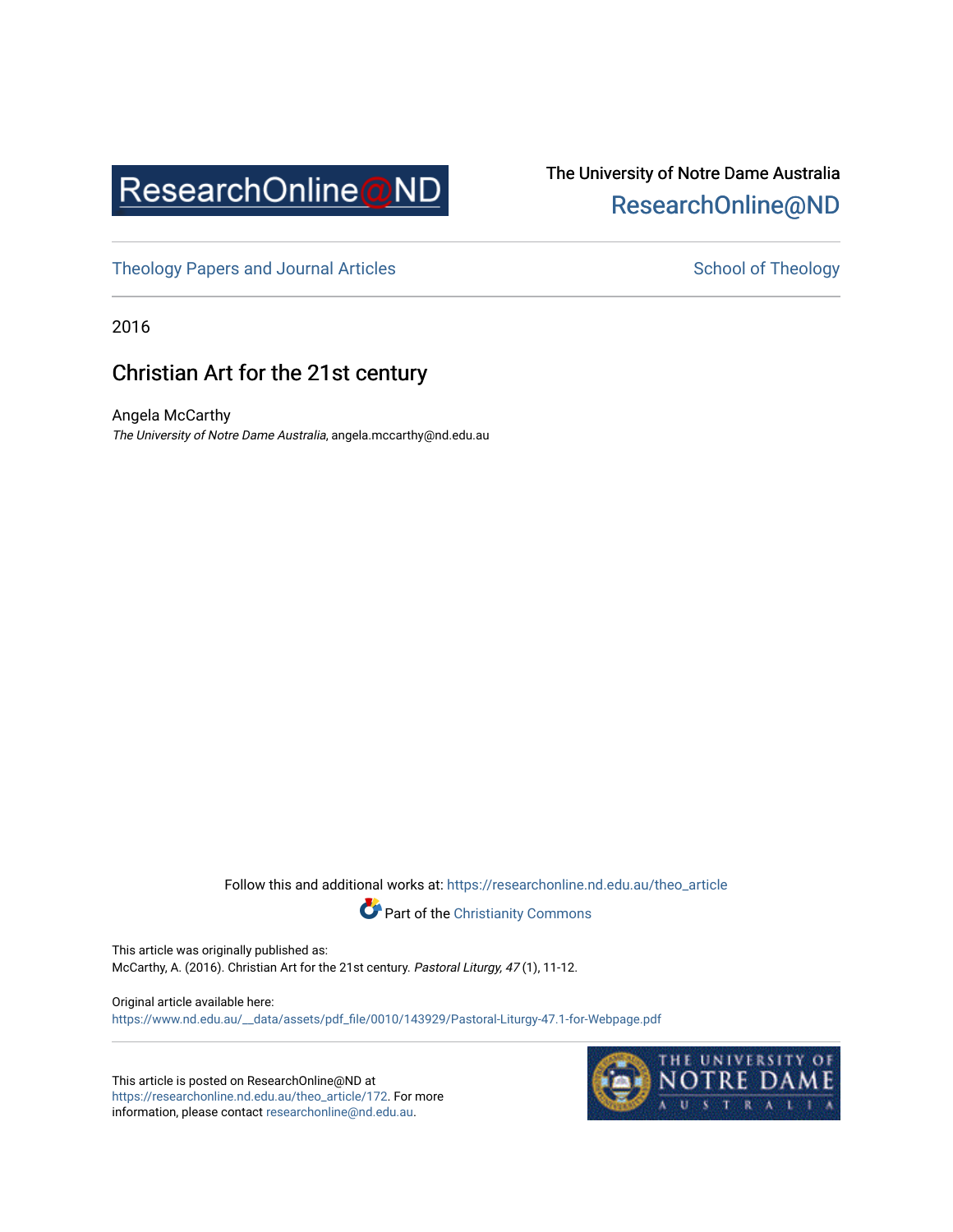ResearchOnline@ND

The University of Notre Dame Australia
ResearchOnline@ND

Theology Papers and Journal Articles

School of Theology

2016

# Christian Art for the 21st century

Angela McCarthy
*The University of Notre Dame Australia*, angela.mccarthy@nd.edu.au

Follow this and additional works at: https://researchonline.nd.edu.au/theo_article

Part of the Christianity Commons

This article was originally published as:
McCarthy, A. (2016). Christian Art for the 21st century. *Pastoral Liturgy, 47* (1), 11-12.

Original article available here:
https://www.nd.edu.au/__data/assets/pdf_file/0010/143929/Pastoral-Liturgy-47.1-for-Webpage.pdf

This article is posted on ResearchOnline@ND at https://researchonline.nd.edu.au/theo_article/172. For more information, please contact researchonline@nd.edu.au.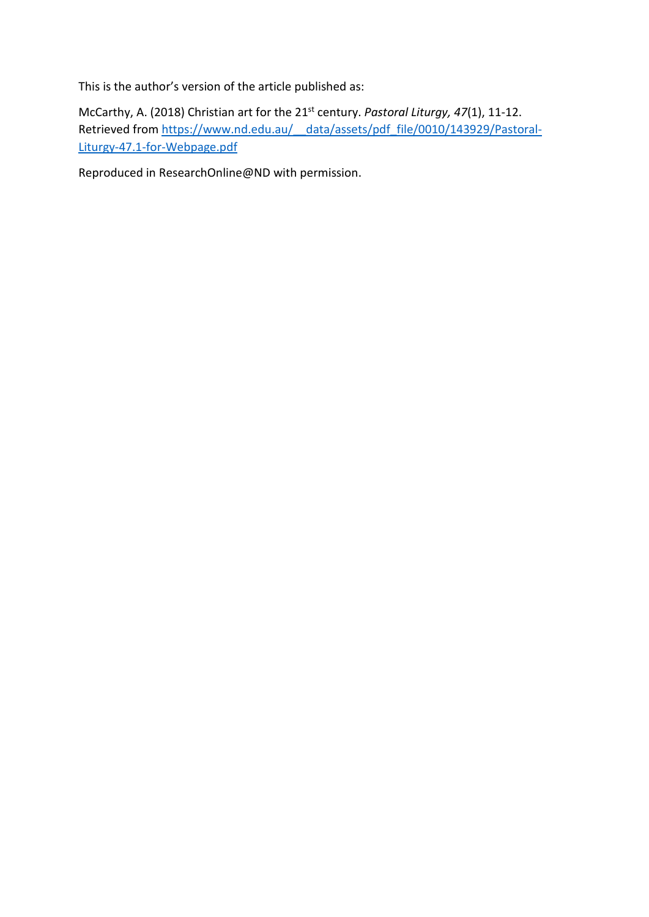This is the author's version of the article published as:

McCarthy, A. (2018) Christian art for the 21st century. *Pastoral Liturgy, 47*(1), 11-12. Retrieved from [https://www.nd.edu.au/__data/assets/pdf_file/0010/143929/Pastoral-Liturgy-47.1-for-Webpage.pdf](https://www.nd.edu.au/__data/assets/pdf_file/0010/143929/Pastoral-Liturgy-47.1-for-Webpage.pdf)

Reproduced in ResearchOnline@ND with permission.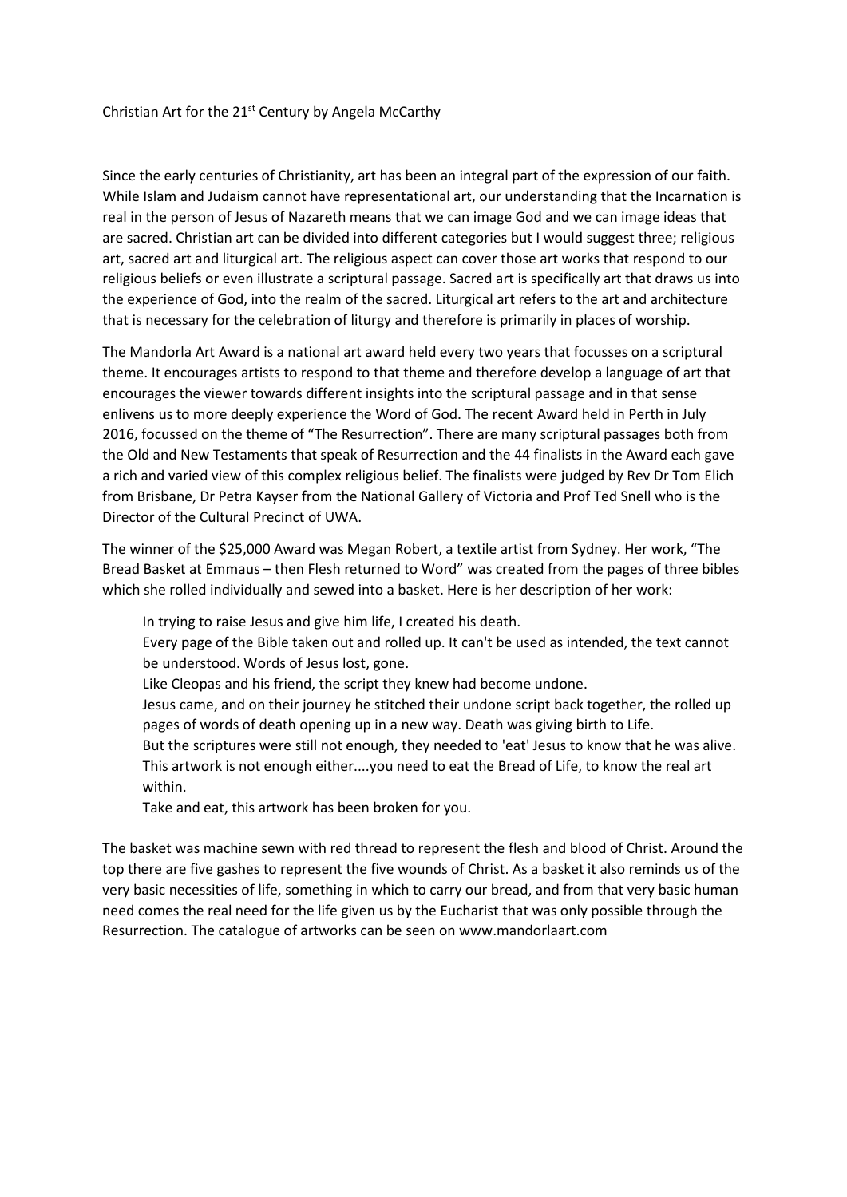# Christian Art for the 21st Century by Angela McCarthy

Since the early centuries of Christianity, art has been an integral part of the expression of our faith. While Islam and Judaism cannot have representational art, our understanding that the Incarnation is real in the person of Jesus of Nazareth means that we can image God and we can image ideas that are sacred. Christian art can be divided into different categories but I would suggest three; religious art, sacred art and liturgical art. The religious aspect can cover those art works that respond to our religious beliefs or even illustrate a scriptural passage. Sacred art is specifically art that draws us into the experience of God, into the realm of the sacred. Liturgical art refers to the art and architecture that is necessary for the celebration of liturgy and therefore is primarily in places of worship.

The Mandorla Art Award is a national art award held every two years that focusses on a scriptural theme. It encourages artists to respond to that theme and therefore develop a language of art that encourages the viewer towards different insights into the scriptural passage and in that sense enlivens us to more deeply experience the Word of God. The recent Award held in Perth in July 2016, focussed on the theme of "The Resurrection". There are many scriptural passages both from the Old and New Testaments that speak of Resurrection and the 44 finalists in the Award each gave a rich and varied view of this complex religious belief. The finalists were judged by Rev Dr Tom Elich from Brisbane, Dr Petra Kayser from the National Gallery of Victoria and Prof Ted Snell who is the Director of the Cultural Precinct of UWA.

The winner of the $25,000 Award was Megan Robert, a textile artist from Sydney. Her work, "The Bread Basket at Emmaus – then Flesh returned to Word" was created from the pages of three bibles which she rolled individually and sewed into a basket. Here is her description of her work:

> In trying to raise Jesus and give him life, I created his death.
> Every page of the Bible taken out and rolled up. It can't be used as intended, the text cannot be understood. Words of Jesus lost, gone.
> Like Cleopas and his friend, the script they knew had become undone.
> Jesus came, and on their journey he stitched their undone script back together, the rolled up pages of words of death opening up in a new way. Death was giving birth to Life.
> But the scriptures were still not enough, they needed to 'eat' Jesus to know that he was alive.
> This artwork is not enough either....you need to eat the Bread of Life, to know the real art within.
> Take and eat, this artwork has been broken for you.

The basket was machine sewn with red thread to represent the flesh and blood of Christ. Around the top there are five gashes to represent the five wounds of Christ. As a basket it also reminds us of the very basic necessities of life, something in which to carry our bread, and from that very basic human need comes the real need for the life given us by the Eucharist that was only possible through the Resurrection. The catalogue of artworks can be seen on www.mandorlaart.com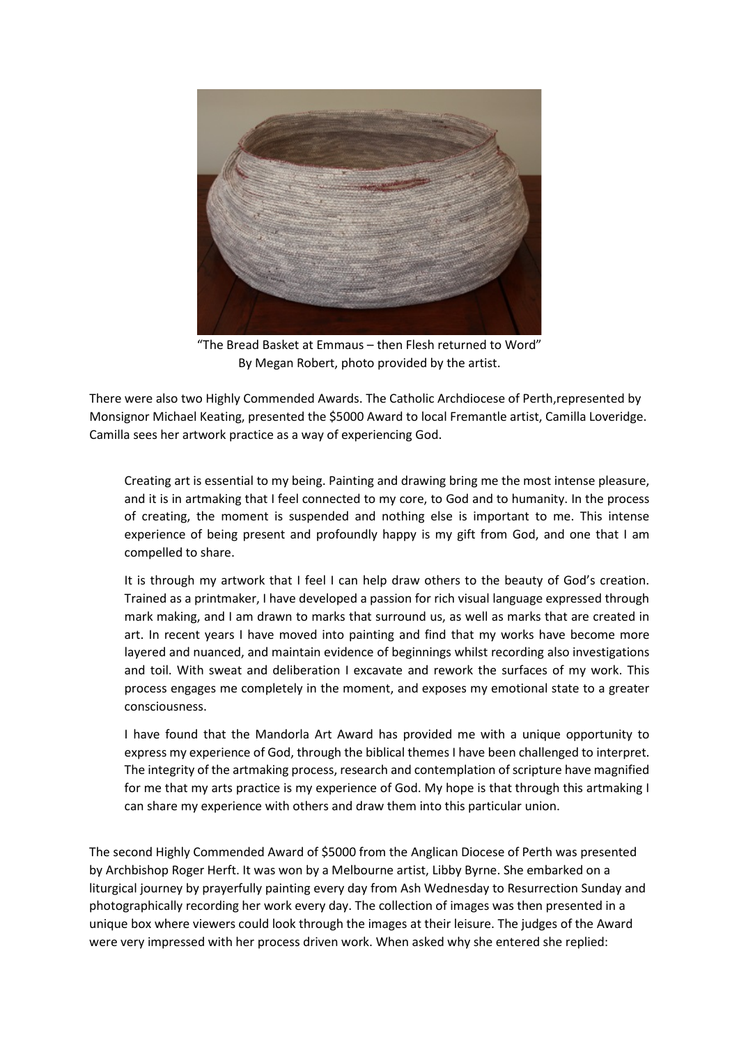"The Bread Basket at Emmaus – then Flesh returned to Word"
By Megan Robert, photo provided by the artist.

There were also two Highly Commended Awards. The Catholic Archdiocese of Perth,represented by Monsignor Michael Keating, presented the $5000 Award to local Fremantle artist, Camilla Loveridge. Camilla sees her artwork practice as a way of experiencing God.

> Creating art is essential to my being. Painting and drawing bring me the most intense pleasure, and it is in artmaking that I feel connected to my core, to God and to humanity. In the process of creating, the moment is suspended and nothing else is important to me. This intense experience of being present and profoundly happy is my gift from God, and one that I am compelled to share.
>
> It is through my artwork that I feel I can help draw others to the beauty of God's creation. Trained as a printmaker, I have developed a passion for rich visual language expressed through mark making, and I am drawn to marks that surround us, as well as marks that are created in art. In recent years I have moved into painting and find that my works have become more layered and nuanced, and maintain evidence of beginnings whilst recording also investigations and toil. With sweat and deliberation I excavate and rework the surfaces of my work. This process engages me completely in the moment, and exposes my emotional state to a greater consciousness.
>
> I have found that the Mandorla Art Award has provided me with a unique opportunity to express my experience of God, through the biblical themes I have been challenged to interpret. The integrity of the artmaking process, research and contemplation of scripture have magnified for me that my arts practice is my experience of God. My hope is that through this artmaking I can share my experience with others and draw them into this particular union.

The second Highly Commended Award of $5000 from the Anglican Diocese of Perth was presented by Archbishop Roger Herft. It was won by a Melbourne artist, Libby Byrne. She embarked on a liturgical journey by prayerfully painting every day from Ash Wednesday to Resurrection Sunday and photographically recording her work every day. The collection of images was then presented in a unique box where viewers could look through the images at their leisure. The judges of the Award were very impressed with her process driven work. When asked why she entered she replied: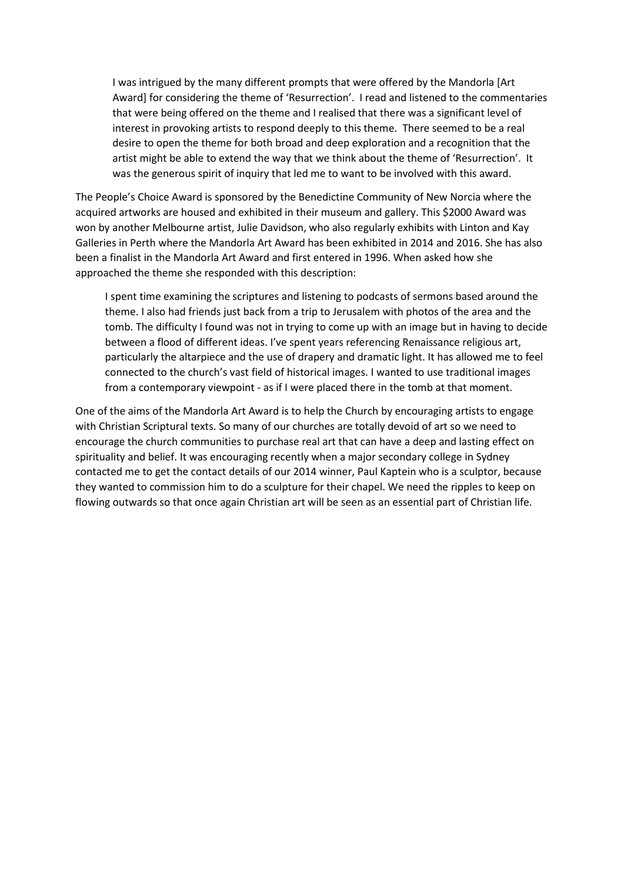> I was intrigued by the many different prompts that were offered by the Mandorla [Art Award] for considering the theme of 'Resurrection'. I read and listened to the commentaries that were being offered on the theme and I realised that there was a significant level of interest in provoking artists to respond deeply to this theme. There seemed to be a real desire to open the theme for both broad and deep exploration and a recognition that the artist might be able to extend the way that we think about the theme of 'Resurrection'. It was the generous spirit of inquiry that led me to want to be involved with this award.

The People's Choice Award is sponsored by the Benedictine Community of New Norcia where the acquired artworks are housed and exhibited in their museum and gallery. This $2000 Award was won by another Melbourne artist, Julie Davidson, who also regularly exhibits with Linton and Kay Galleries in Perth where the Mandorla Art Award has been exhibited in 2014 and 2016. She has also been a finalist in the Mandorla Art Award and first entered in 1996. When asked how she approached the theme she responded with this description:

> I spent time examining the scriptures and listening to podcasts of sermons based around the theme. I also had friends just back from a trip to Jerusalem with photos of the area and the tomb. The difficulty I found was not in trying to come up with an image but in having to decide between a flood of different ideas. I've spent years referencing Renaissance religious art, particularly the altarpiece and the use of drapery and dramatic light. It has allowed me to feel connected to the church's vast field of historical images. I wanted to use traditional images from a contemporary viewpoint - as if I were placed there in the tomb at that moment.

One of the aims of the Mandorla Art Award is to help the Church by encouraging artists to engage with Christian Scriptural texts. So many of our churches are totally devoid of art so we need to encourage the church communities to purchase real art that can have a deep and lasting effect on spirituality and belief. It was encouraging recently when a major secondary college in Sydney contacted me to get the contact details of our 2014 winner, Paul Kaptein who is a sculptor, because they wanted to commission him to do a sculpture for their chapel. We need the ripples to keep on flowing outwards so that once again Christian art will be seen as an essential part of Christian life.